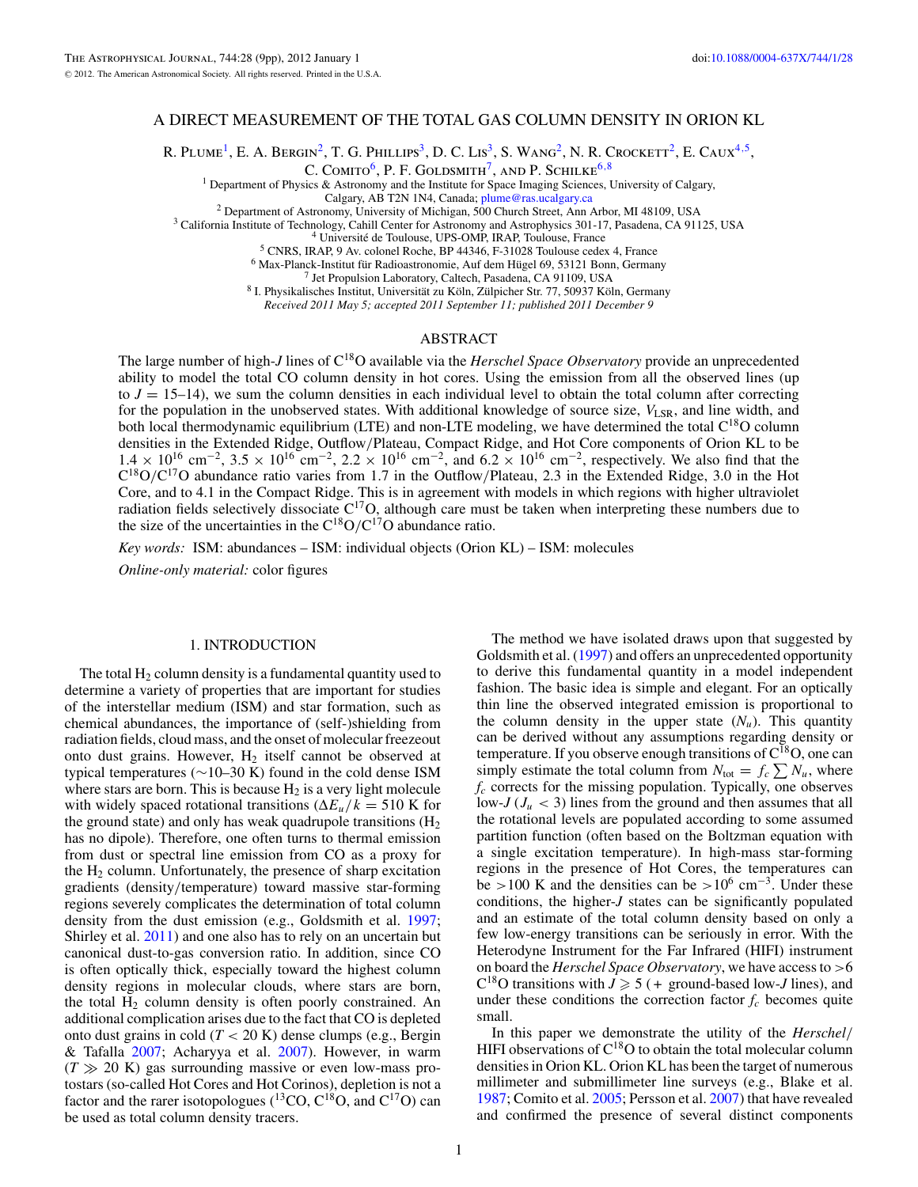# A DIRECT MEASUREMENT OF THE TOTAL GAS COLUMN DENSITY IN ORION KL

R. Plume[1], E. A. Bergin[2], T. G. Phillips[3], D. C. Lis[3], S. Wang[2], N. R. Crockett[2], E. Caux[4,5], C. Comito[6], P. F. Goldsmith[7], and P. Schilke[6,8]

[1] Department of Physics & Astronomy and the Institute for Space Imaging Sciences, University of Calgary, Calgary, AB T2N 1N4, Canada; plume@ras.ucalgary.ca
[2] Department of Astronomy, University of Michigan, 500 Church Street, Ann Arbor, MI 48109, USA
[3] California Institute of Technology, Cahill Center for Astronomy and Astrophysics 301-17, Pasadena, CA 91125, USA
[4] Université de Toulouse, UPS-OMP, IRAP, Toulouse, France
[5] CNRS, IRAP, 9 Av. colonel Roche, BP 44346, F-31028 Toulouse cedex 4, France
[6] Max-Planck-Institut für Radioastronomie, Auf dem Hügel 69, 53121 Bonn, Germany
[7] Jet Propulsion Laboratory, Caltech, Pasadena, CA 91109, USA
[8] I. Physikalisches Institut, Universität zu Köln, Zülpicher Str. 77, 50937 Köln, Germany

*Received 2011 May 5; accepted 2011 September 11; published 2011 December 9*

## ABSTRACT

The large number of high-$J$ lines of $C^{18}O$ available via the *Herschel Space Observatory* provide an unprecedented ability to model the total CO column density in hot cores. Using the emission from all the observed lines (up to $J$ = 15–14), we sum the column densities in each individual level to obtain the total column after correcting for the population in the unobserved states. With additional knowledge of source size, $V_{\rm LSR}$, and line width, and both local thermodynamic equilibrium (LTE) and non-LTE modeling, we have determined the total $C^{18}O$ column densities in the Extended Ridge, Outflow/Plateau, Compact Ridge, and Hot Core components of Orion KL to be $1.4 \times 10^{16}$ cm$^{-2}$, $3.5 \times 10^{16}$ cm$^{-2}$, $2.2 \times 10^{16}$ cm$^{-2}$, and $6.2 \times 10^{16}$ cm$^{-2}$, respectively. We also find that the $C^{18}O/C^{17}O$ abundance ratio varies from 1.7 in the Outflow/Plateau, 2.3 in the Extended Ridge, 3.0 in the Hot Core, and to 4.1 in the Compact Ridge. This is in agreement with models in which regions with higher ultraviolet radiation fields selectively dissociate $C^{17}O$, although care must be taken when interpreting these numbers due to the size of the uncertainties in the $C^{18}O/C^{17}O$ abundance ratio.

*Key words:* ISM: abundances – ISM: individual objects (Orion KL) – ISM: molecules

*Online-only material:* color figures

## 1. INTRODUCTION

The total $H_2$ column density is a fundamental quantity used to determine a variety of properties that are important for studies of the interstellar medium (ISM) and star formation, such as chemical abundances, the importance of (self-)shielding from radiation fields, cloud mass, and the onset of molecular freezeout onto dust grains. However, $H_2$ itself cannot be observed at typical temperatures (~10–30 K) found in the cold dense ISM where stars are born. This is because $H_2$ is a very light molecule with widely spaced rotational transitions ($\Delta E_u/k = 510$ K for the ground state) and only has weak quadrupole transitions ($H_2$ has no dipole). Therefore, one often turns to thermal emission from dust or spectral line emission from CO as a proxy for the $H_2$ column. Unfortunately, the presence of sharp excitation gradients (density/temperature) toward massive star-forming regions severely complicates the determination of total column density from the dust emission (e.g., Goldsmith et al. 1997; Shirley et al. 2011) and one also has to rely on an uncertain but canonical dust-to-gas conversion ratio. In addition, since CO is often optically thick, especially toward the highest column density regions in molecular clouds, where stars are born, the total $H_2$ column density is often poorly constrained. An additional complication arises due to the fact that CO is depleted onto dust grains in cold ($T < 20$ K) dense clumps (e.g., Bergin & Tafalla 2007; Acharyya et al. 2007). However, in warm ($T \gg 20$ K) gas surrounding massive or even low-mass protostars (so-called Hot Cores and Hot Corinos), depletion is not a factor and the rarer isotopologues ($^{13}$CO, $C^{18}O$, and $C^{17}O$) can be used as total column density tracers.

The method we have isolated draws upon that suggested by Goldsmith et al. (1997) and offers an unprecedented opportunity to derive this fundamental quantity in a model independent fashion. The basic idea is simple and elegant. For an optically thin line the observed integrated emission is proportional to the column density in the upper state ($N_u$). This quantity can be derived without any assumptions regarding density or temperature. If you observe enough transitions of $C^{18}O$, one can simply estimate the total column from $N_{\rm tot} = f_c \sum N_u$, where $f_c$ corrects for the missing population. Typically, one observes low-$J$ ($J_u < 3$) lines from the ground and then assumes that all the rotational levels are populated according to some assumed partition function (often based on the Boltzman equation with a single excitation temperature). In high-mass star-forming regions in the presence of Hot Cores, the temperatures can be >100 K and the densities can be >$10^6$ cm$^{-3}$. Under these conditions, the higher-$J$ states can be significantly populated and an estimate of the total column density based on only a few low-energy transitions can be seriously in error. With the Heterodyne Instrument for the Far Infrared (HIFI) instrument on board the *Herschel Space Observatory*, we have access to >6 $C^{18}O$ transitions with $J \geqslant 5$ (+ ground-based low-$J$ lines), and under these conditions the correction factor $f_c$ becomes quite small.

In this paper we demonstrate the utility of the *Herschel*/HIFI observations of $C^{18}O$ to obtain the total molecular column densities in Orion KL. Orion KL has been the target of numerous millimeter and submillimeter line surveys (e.g., Blake et al. 1987; Comito et al. 2005; Persson et al. 2007) that have revealed and confirmed the presence of several distinct components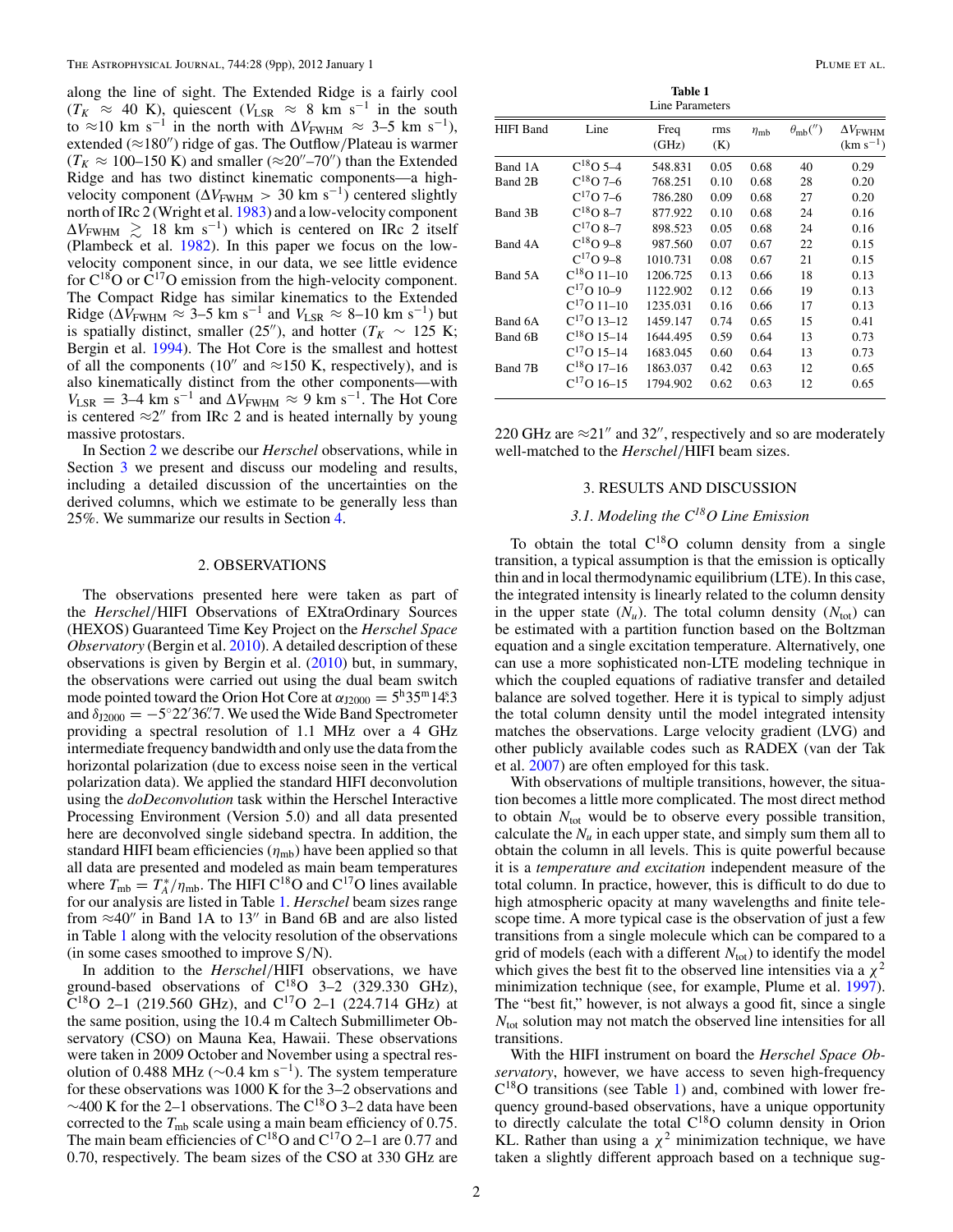along the line of sight. The Extended Ridge is a fairly cool ($T_K \approx 40$ K), quiescent ($V_{\rm LSR} \approx 8$ km s$^{-1}$ in the south to $\approx$10 km s$^{-1}$ in the north with $\Delta V_{\rm FWHM} \approx 3$–5 km s$^{-1}$), extended ($\approx$180″) ridge of gas. The Outflow/Plateau is warmer ($T_K \approx 100$–150 K) and smaller ($\approx$20″–70″) than the Extended Ridge and has two distinct kinematic components—a high-velocity component ($\Delta V_{\rm FWHM} > 30$ km s$^{-1}$) centered slightly north of IRc 2 (Wright et al. 1983) and a low-velocity component $\Delta V_{\rm FWHM} \gtrsim 18$ km s$^{-1}$) which is centered on IRc 2 itself (Plambeck et al. 1982). In this paper we focus on the low-velocity component since, in our data, we see little evidence for $C^{18}O$ or $C^{17}O$ emission from the high-velocity component. The Compact Ridge has similar kinematics to the Extended Ridge ($\Delta V_{\rm FWHM} \approx 3$–5 km s$^{-1}$ and $V_{\rm LSR} \approx 8$–10 km s$^{-1}$) but is spatially distinct, smaller (25″), and hotter ($T_K \sim 125$ K; Bergin et al. 1994). The Hot Core is the smallest and hottest of all the components (10″ and $\approx$150 K, respectively), and is also kinematically distinct from the other components—with $V_{\rm LSR} = 3$–4 km s$^{-1}$ and $\Delta V_{\rm FWHM} \approx 9$ km s$^{-1}$. The Hot Core is centered $\approx$2″ from IRc 2 and is heated internally by young massive protostars.

In Section 2 we describe our *Herschel* observations, while in Section 3 we present and discuss our modeling and results, including a detailed discussion of the uncertainties on the derived columns, which we estimate to be generally less than 25%. We summarize our results in Section 4.

## 2. OBSERVATIONS

The observations presented here were taken as part of the *Herschel*/HIFI Observations of EXtraOrdinary Sources (HEXOS) Guaranteed Time Key Project on the *Herschel Space Observatory* (Bergin et al. 2010). A detailed description of these observations is given by Bergin et al. (2010) but, in summary, the observations were carried out using the dual beam switch mode pointed toward the Orion Hot Core at $\alpha_{J2000} = 5^{\rm h}35^{\rm m}14\overset{\rm s}{.}3$ and $\delta_{J2000} = -5°22'36\overset{''}{.}7$. We used the Wide Band Spectrometer providing a spectral resolution of 1.1 MHz over a 4 GHz intermediate frequency bandwidth and only use the data from the horizontal polarization (due to excess noise seen in the vertical polarization data). We applied the standard HIFI deconvolution using the *doDeconvolution* task within the Herschel Interactive Processing Environment (Version 5.0) and all data presented here are deconvolved single sideband spectra. In addition, the standard HIFI beam efficiencies ($\eta_{\rm mb}$) have been applied so that all data are presented and modeled as main beam temperatures where $T_{\rm mb} = T_A^*/\eta_{\rm mb}$. The HIFI $C^{18}O$ and $C^{17}O$ lines available for our analysis are listed in Table 1. *Herschel* beam sizes range from $\approx$40″ in Band 1A to 13″ in Band 6B and are also listed in Table 1 along with the velocity resolution of the observations (in some cases smoothed to improve S/N).

In addition to the *Herschel*/HIFI observations, we have ground-based observations of $C^{18}O$ 3–2 (329.330 GHz), $C^{18}O$ 2–1 (219.560 GHz), and $C^{17}O$ 2–1 (224.714 GHz) at the same position, using the 10.4 m Caltech Submillimeter Observatory (CSO) on Mauna Kea, Hawaii. These observations were taken in 2009 October and November using a spectral resolution of 0.488 MHz ($\sim$0.4 km s$^{-1}$). The system temperature for these observations was 1000 K for the 3–2 observations and $\sim$400 K for the 2–1 observations. The $C^{18}O$ 3–2 data have been corrected to the $T_{\rm mb}$ scale using a main beam efficiency of 0.75. The main beam efficiencies of $C^{18}O$ and $C^{17}O$ 2–1 are 0.77 and 0.70, respectively. The beam sizes of the CSO at 330 GHz are 220 GHz are $\approx$21″ and 32″, respectively and so are moderately well-matched to the *Herschel*/HIFI beam sizes.

**Table 1**
Line Parameters

| HIFI Band | Line | Freq (GHz) | rms (K) | $\eta_{\rm mb}$ | $\theta_{\rm mb}$(″) | $\Delta V_{\rm FWHM}$ (km s$^{-1}$) |
|---|---|---|---|---|---|---|
| Band 1A | $C^{18}O$ 5–4 | 548.831 | 0.05 | 0.68 | 40 | 0.29 |
| Band 2B | $C^{18}O$ 7–6 | 768.251 | 0.10 | 0.68 | 28 | 0.20 |
| | $C^{17}O$ 7–6 | 786.280 | 0.09 | 0.68 | 27 | 0.20 |
| Band 3B | $C^{18}O$ 8–7 | 877.922 | 0.10 | 0.68 | 24 | 0.16 |
| | $C^{17}O$ 8–7 | 898.523 | 0.05 | 0.68 | 24 | 0.16 |
| Band 4A | $C^{18}O$ 9–8 | 987.560 | 0.07 | 0.67 | 22 | 0.15 |
| | $C^{17}O$ 9–8 | 1010.731 | 0.08 | 0.67 | 21 | 0.15 |
| Band 5A | $C^{18}O$ 11–10 | 1206.725 | 0.13 | 0.66 | 18 | 0.13 |
| | $C^{17}O$ 10–9 | 1122.902 | 0.12 | 0.66 | 19 | 0.13 |
| | $C^{17}O$ 11–10 | 1235.031 | 0.16 | 0.66 | 17 | 0.13 |
| Band 6A | $C^{17}O$ 13–12 | 1459.147 | 0.74 | 0.65 | 15 | 0.41 |
| Band 6B | $C^{18}O$ 15–14 | 1644.495 | 0.59 | 0.64 | 13 | 0.73 |
| | $C^{17}O$ 15–14 | 1683.045 | 0.60 | 0.64 | 13 | 0.73 |
| Band 7B | $C^{18}O$ 17–16 | 1863.037 | 0.42 | 0.63 | 12 | 0.65 |
| | $C^{17}O$ 16–15 | 1794.902 | 0.62 | 0.63 | 12 | 0.65 |

## 3. RESULTS AND DISCUSSION

### 3.1. Modeling the $C^{18}O$ Line Emission

To obtain the total $C^{18}O$ column density from a single transition, a typical assumption is that the emission is optically thin and in local thermodynamic equilibrium (LTE). In this case, the integrated intensity is linearly related to the column density in the upper state ($N_u$). The total column density ($N_{\rm tot}$) can be estimated with a partition function based on the Boltzman equation and a single excitation temperature. Alternatively, one can use a more sophisticated non-LTE modeling technique in which the coupled equations of radiative transfer and detailed balance are solved together. Here it is typical to simply adjust the total column density until the model integrated intensity matches the observations. Large velocity gradient (LVG) and other publicly available codes such as RADEX (van der Tak et al. 2007) are often employed for this task.

With observations of multiple transitions, however, the situation becomes a little more complicated. The most direct method to obtain $N_{\rm tot}$ would be to observe every possible transition, calculate the $N_u$ in each upper state, and simply sum them all to obtain the column in all levels. This is quite powerful because it is a *temperature and excitation* independent measure of the total column. In practice, however, this is difficult to do due to high atmospheric opacity at many wavelengths and finite telescope time. A more typical case is the observation of just a few transitions from a single molecule which can be compared to a grid of models (each with a different $N_{\rm tot}$) to identify the model which gives the best fit to the observed line intensities via a $\chi^2$ minimization technique (see, for example, Plume et al. 1997). The "best fit," however, is not always a good fit, since a single $N_{\rm tot}$ solution may not match the observed line intensities for all transitions.

With the HIFI instrument on board the *Herschel Space Observatory*, however, we have access to seven high-frequency $C^{18}O$ transitions (see Table 1) and, combined with lower frequency ground-based observations, have a unique opportunity to directly calculate the total $C^{18}O$ column density in Orion KL. Rather than using a $\chi^2$ minimization technique, we have taken a slightly different approach based on a technique sug-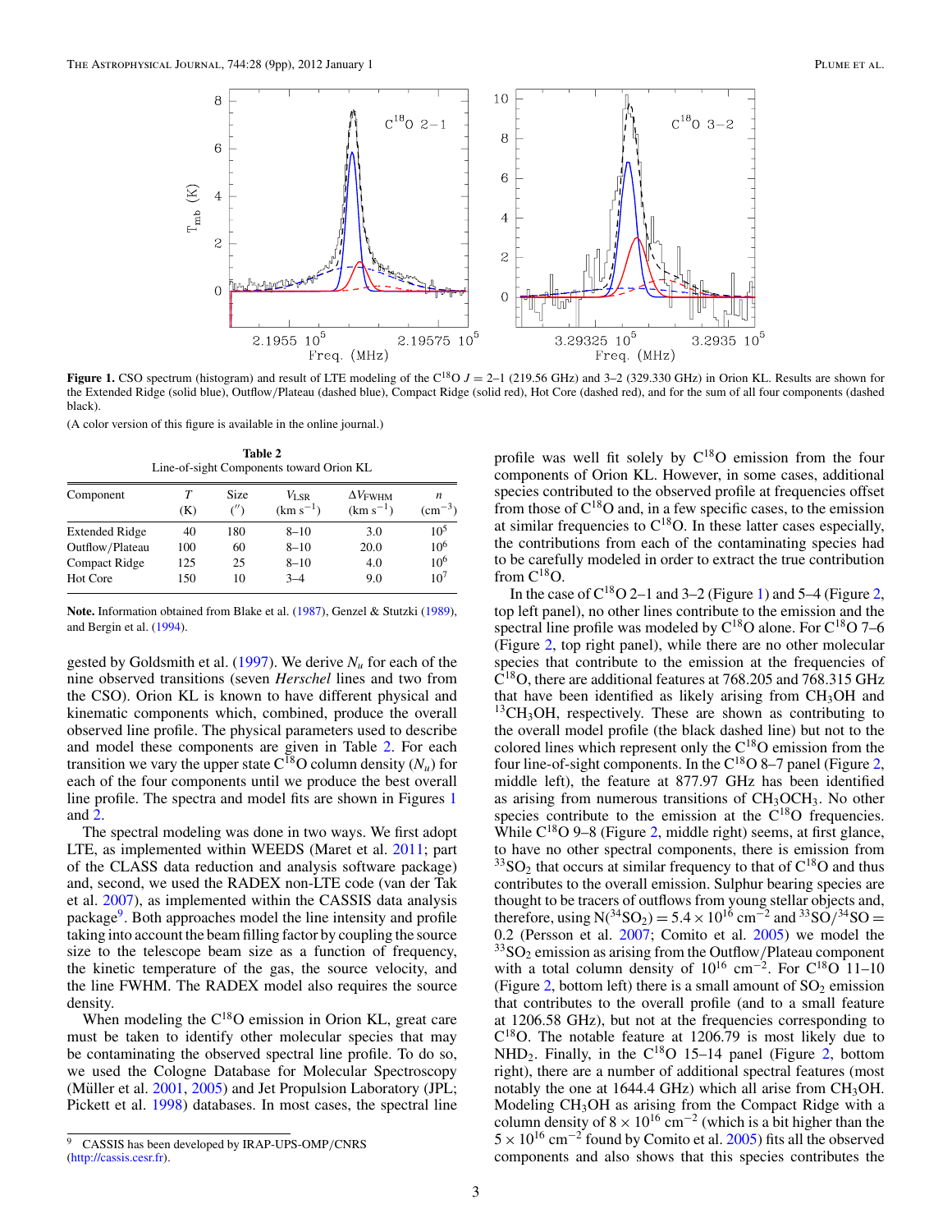**Figure 1.** CSO spectrum (histogram) and result of LTE modeling of the $C^{18}O$ $J = 2$–1 (219.56 GHz) and 3–2 (329.330 GHz) in Orion KL. Results are shown for the Extended Ridge (solid blue), Outflow/Plateau (dashed blue), Compact Ridge (solid red), Hot Core (dashed red), and for the sum of all four components (dashed black).

(A color version of this figure is available in the online journal.)

**Table 2**
Line-of-sight Components toward Orion KL

| Component | $T$ (K) | Size ($''$) | $V_{LSR}$ (km $s^{-1}$) | $\Delta V_{FWHM}$ (km $s^{-1}$) | $n$ ($cm^{-3}$) |
|---|---|---|---|---|---|
| Extended Ridge | 40 | 180 | 8–10 | 3.0 | $10^5$ |
| Outflow/Plateau | 100 | 60 | 8–10 | 20.0 | $10^6$ |
| Compact Ridge | 125 | 25 | 8–10 | 4.0 | $10^6$ |
| Hot Core | 150 | 10 | 3–4 | 9.0 | $10^7$ |

**Note.** Information obtained from Blake et al. (1987), Genzel & Stutzki (1989), and Bergin et al. (1994).

gested by Goldsmith et al. (1997). We derive $N_u$ for each of the nine observed transitions (seven *Herschel* lines and two from the CSO). Orion KL is known to have different physical and kinematic components which, combined, produce the overall observed line profile. The physical parameters used to describe and model these components are given in Table 2. For each transition we vary the upper state $C^{18}O$ column density ($N_u$) for each of the four components until we produce the best overall line profile. The spectra and model fits are shown in Figures 1 and 2.

The spectral modeling was done in two ways. We first adopt LTE, as implemented within WEEDS (Maret et al. 2011; part of the CLASS data reduction and analysis software package) and, second, we used the RADEX non-LTE code (van der Tak et al. 2007), as implemented within the CASSIS data analysis package[9]. Both approaches model the line intensity and profile taking into account the beam filling factor by coupling the source size to the telescope beam size as a function of frequency, the kinetic temperature of the gas, the source velocity, and the line FWHM. The RADEX model also requires the source density.

When modeling the $C^{18}O$ emission in Orion KL, great care must be taken to identify other molecular species that may be contaminating the observed spectral line profile. To do so, we used the Cologne Database for Molecular Spectroscopy (Müller et al. 2001, 2005) and Jet Propulsion Laboratory (JPL; Pickett et al. 1998) databases. In most cases, the spectral line profile was well fit solely by $C^{18}O$ emission from the four components of Orion KL. However, in some cases, additional species contributed to the observed profile at frequencies offset from those of $C^{18}O$ and, in a few specific cases, to the emission at similar frequencies to $C^{18}O$. In these latter cases especially, the contributions from each of the contaminating species had to be carefully modeled in order to extract the true contribution from $C^{18}O$.

In the case of $C^{18}O$ 2–1 and 3–2 (Figure 1) and 5–4 (Figure 2, top left panel), no other lines contribute to the emission and the spectral line profile was modeled by $C^{18}O$ alone. For $C^{18}O$ 7–6 (Figure 2, top right panel), while there are no other molecular species that contribute to the emission at the frequencies of $C^{18}O$, there are additional features at 768.205 and 768.315 GHz that have been identified as likely arising from $CH_3OH$ and $^{13}CH_3OH$, respectively. These are shown as contributing to the overall model profile (the black dashed line) but not to the colored lines which represent only the $C^{18}O$ emission from the four line-of-sight components. In the $C^{18}O$ 8–7 panel (Figure 2, middle left), the feature at 877.97 GHz has been identified as arising from numerous transitions of $CH_3OCH_3$. No other species contribute to the emission at the $C^{18}O$ frequencies. While $C^{18}O$ 9–8 (Figure 2, middle right) seems, at first glance, to have no other spectral components, there is emission from $^{33}SO_2$ that occurs at similar frequency to that of $C^{18}O$ and thus contributes to the overall emission. Sulphur bearing species are thought to be tracers of outflows from young stellar objects and, therefore, using $N(^{34}SO_2) = 5.4 \times 10^{16}$ $cm^{-2}$ and $^{33}SO/^{34}SO = 0.2$ (Persson et al. 2007; Comito et al. 2005) we model the $^{33}SO_2$ emission as arising from the Outflow/Plateau component with a total column density of $10^{16}$ $cm^{-2}$. For $C^{18}O$ 11–10 (Figure 2, bottom left) there is a small amount of $SO_2$ emission that contributes to the overall profile (and to a small feature at 1206.58 GHz), but not at the frequencies corresponding to $C^{18}O$. The notable feature at 1206.79 is most likely due to $NHD_2$. Finally, in the $C^{18}O$ 15–14 panel (Figure 2, bottom right), there are a number of additional spectral features (most notably the one at 1644.4 GHz) which all arise from $CH_3OH$. Modeling $CH_3OH$ as arising from the Compact Ridge with a column density of $8 \times 10^{16}$ $cm^{-2}$ (which is a bit higher than the $5 \times 10^{16}$ $cm^{-2}$ found by Comito et al. 2005) fits all the observed components and also shows that this species contributes the

[9] CASSIS has been developed by IRAP-UPS-OMP/CNRS (http://cassis.cesr.fr).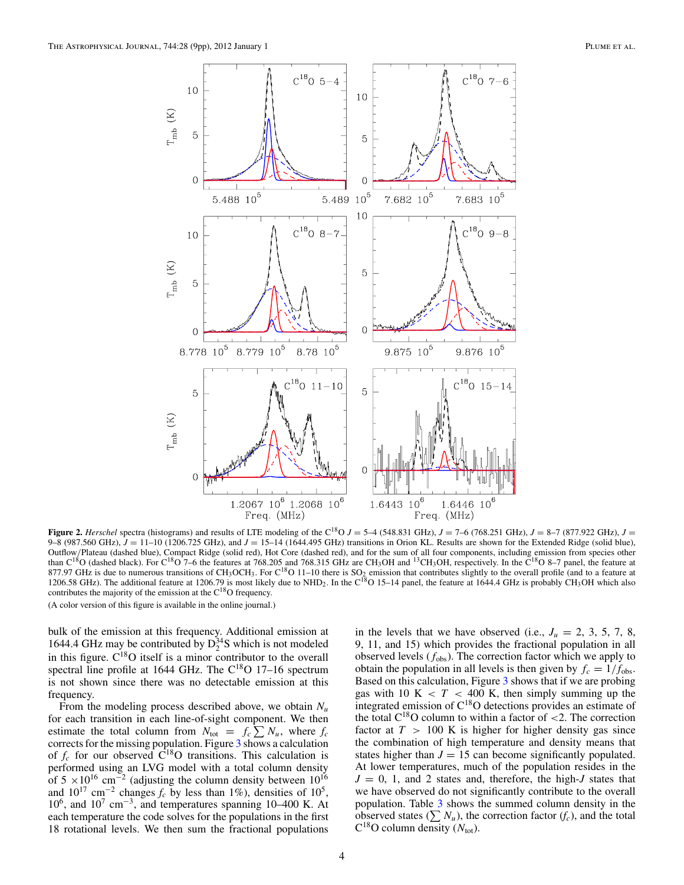**Figure 2.** *Herschel* spectra (histograms) and results of LTE modeling of the $C^{18}O$ $J = 5$–4 (548.831 GHz), $J = 7$–6 (768.251 GHz), $J = 8$–7 (877.922 GHz), $J = 9$–8 (987.560 GHz), $J = 11$–10 (1206.725 GHz), and $J = 15$–14 (1644.495 GHz) transitions in Orion KL. Results are shown for the Extended Ridge (solid blue), Outflow/Plateau (dashed blue), Compact Ridge (solid red), Hot Core (dashed red), and for the sum of all four components, including emission from species other than $C^{18}O$ (dashed black). For $C^{18}O$ 7–6 the features at 768.205 and 768.315 GHz are $CH_3OH$ and $^{13}CH_3OH$, respectively. In the $C^{18}O$ 8–7 panel, the feature at 877.97 GHz is due to numerous transitions of $CH_3OCH_3$. For $C^{18}O$ 11–10 there is $SO_2$ emission that contributes slightly to the overall profile (and to a feature at 1206.58 GHz). The additional feature at 1206.79 is most likely due to $NHD_2$. In the $C^{18}O$ 15–14 panel, the feature at 1644.4 GHz is probably $CH_3OH$ which also contributes the majority of the emission at the $C^{18}O$ frequency.

(A color version of this figure is available in the online journal.)

bulk of the emission at this frequency. Additional emission at 1644.4 GHz may be contributed by $D_2^{34}S$ which is not modeled in this figure. $C^{18}O$ itself is a minor contributor to the overall spectral line profile at 1644 GHz. The $C^{18}O$ 17–16 spectrum is not shown since there was no detectable emission at this frequency.

From the modeling process described above, we obtain $N_u$ for each transition in each line-of-sight component. We then estimate the total column from $N_{\rm tot} = f_c \sum N_u$, where $f_c$ corrects for the missing population. Figure 3 shows a calculation of $f_c$ for our observed $C^{18}O$ transitions. This calculation is performed using an LVG model with a total column density of $5 \times 10^{16}$ cm$^{-2}$ (adjusting the column density between $10^{16}$ and $10^{17}$ cm$^{-2}$ changes $f_c$ by less than 1%), densities of $10^5$, $10^6$, and $10^7$ cm$^{-3}$, and temperatures spanning 10–400 K. At each temperature the code solves for the populations in the first 18 rotational levels. We then sum the fractional populations in the levels that we have observed (i.e., $J_u$ = 2, 3, 5, 7, 8, 9, 11, and 15) which provides the fractional population in all observed levels ($f_{\rm obs}$). The correction factor which we apply to obtain the population in all levels is then given by $f_c = 1/f_{\rm obs}$. Based on this calculation, Figure 3 shows that if we are probing gas with 10 K $< T <$ 400 K, then simply summing up the integrated emission of $C^{18}O$ detections provides an estimate of the total $C^{18}O$ column to within a factor of $<$2. The correction factor at $T >$ 100 K is higher for higher density gas since the combination of high temperature and density means that states higher than $J = 15$ can become significantly populated. At lower temperatures, much of the population resides in the $J$ = 0, 1, and 2 states and, therefore, the high-$J$ states that we have observed do not significantly contribute to the overall population. Table 3 shows the summed column density in the observed states ($\sum N_u$), the correction factor ($f_c$), and the total $C^{18}O$ column density ($N_{\rm tot}$).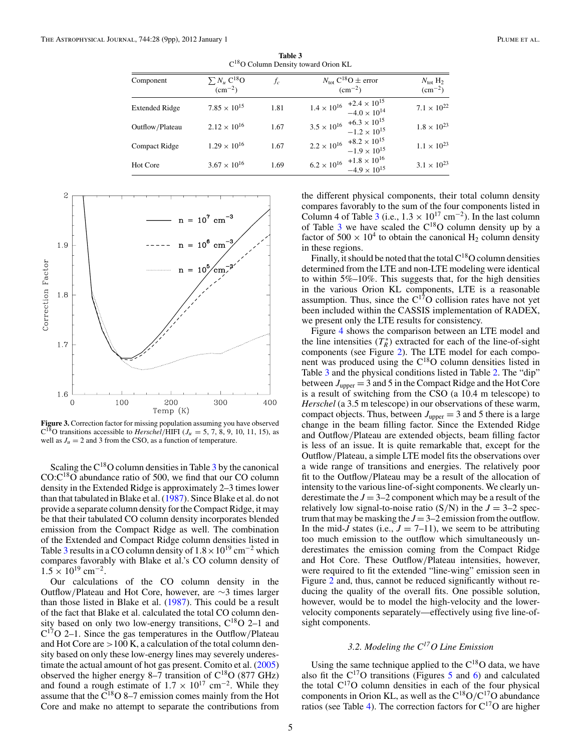**Table 3**
$C^{18}O$ Column Density toward Orion KL

| Component | $\sum N_u$ $C^{18}O$ ($cm^{-2}$) | $f_c$ | $N_{tot}$ $C^{18}O$ ± error ($cm^{-2}$) | $N_{tot}$ $H_2$ ($cm^{-2}$) |
|---|---|---|---|---|
| Extended Ridge | $7.85 \times 10^{15}$ | 1.81 | $1.4 \times 10^{16}$ $^{+2.4 \times 10^{15}}_{-4.0 \times 10^{14}}$ | $7.1 \times 10^{22}$ |
| Outflow/Plateau | $2.12 \times 10^{16}$ | 1.67 | $3.5 \times 10^{16}$ $^{+6.3 \times 10^{15}}_{-1.2 \times 10^{15}}$ | $1.8 \times 10^{23}$ |
| Compact Ridge | $1.29 \times 10^{16}$ | 1.67 | $2.2 \times 10^{16}$ $^{+8.2 \times 10^{15}}_{-1.9 \times 10^{15}}$ | $1.1 \times 10^{23}$ |
| Hot Core | $3.67 \times 10^{16}$ | 1.69 | $6.2 \times 10^{16}$ $^{+1.8 \times 10^{16}}_{-4.9 \times 10^{15}}$ | $3.1 \times 10^{23}$ |

**Figure 3.** Correction factor for missing population assuming you have observed $C^{18}O$ transitions accessible to *Herschel*/HIFI ($J_u$ = 5, 7, 8, 9, 10, 11, 15), as well as $J_u$ = 2 and 3 from the CSO, as a function of temperature.

Scaling the $C^{18}O$ column densities in Table 3 by the canonical CO:$C^{18}O$ abundance ratio of 500, we find that our CO column density in the Extended Ridge is approximately 2–3 times lower than that tabulated in Blake et al. (1987). Since Blake et al. do not provide a separate column density for the Compact Ridge, it may be that their tabulated CO column density incorporates blended emission from the Compact Ridge as well. The combination of the Extended and Compact Ridge column densities listed in Table 3 results in a CO column density of $1.8 \times 10^{19}$ $cm^{-2}$ which compares favorably with Blake et al.'s CO column density of $1.5 \times 10^{19}$ $cm^{-2}$.

Our calculations of the CO column density in the Outflow/Plateau and Hot Core, however, are ~3 times larger than those listed in Blake et al. (1987). This could be a result of the fact that Blake et al. calculated the total CO column density based on only two low-energy transitions, $C^{18}O$ 2–1 and $C^{17}O$ 2–1. Since the gas temperatures in the Outflow/Plateau and Hot Core are >100 K, a calculation of the total column density based on only these low-energy lines may severely underestimate the actual amount of hot gas present. Comito et al. (2005) observed the higher energy 8–7 transition of $C^{18}O$ (877 GHz) and found a rough estimate of $1.7 \times 10^{17}$ $cm^{-2}$. While they assume that the $C^{18}O$ 8–7 emission comes mainly from the Hot Core and make no attempt to separate the contributions from the different physical components, their total column density compares favorably to the sum of the four components listed in Column 4 of Table 3 (i.e., $1.3 \times 10^{17}$ $cm^{-2}$). In the last column of Table 3 we have scaled the $C^{18}O$ column density up by a factor of $500 \times 10^4$ to obtain the canonical $H_2$ column density in these regions.

Finally, it should be noted that the total $C^{18}O$ column densities determined from the LTE and non-LTE modeling were identical to within 5%–10%. This suggests that, for the high densities in the various Orion KL components, LTE is a reasonable assumption. Thus, since the $C^{17}O$ collision rates have not yet been included within the CASSIS implementation of RADEX, we present only the LTE results for consistency.

Figure 4 shows the comparison between an LTE model and the line intensities ($T_R^*$) extracted for each of the line-of-sight components (see Figure 2). The LTE model for each component was produced using the $C^{18}O$ column densities listed in Table 3 and the physical conditions listed in Table 2. The "dip" between $J_{upper}$ = 3 and 5 in the Compact Ridge and the Hot Core is a result of switching from the CSO (a 10.4 m telescope) to *Herschel* (a 3.5 m telescope) in our observations of these warm, compact objects. Thus, between $J_{upper}$ = 3 and 5 there is a large change in the beam filling factor. Since the Extended Ridge and Outflow/Plateau are extended objects, beam filling factor is less of an issue. It is quite remarkable that, except for the Outflow/Plateau, a simple LTE model fits the observations over a wide range of transitions and energies. The relatively poor fit to the Outflow/Plateau may be a result of the allocation of intensity to the various line-of-sight components. We clearly underestimate the $J$ = 3–2 component which may be a result of the relatively low signal-to-noise ratio (S/N) in the $J$ = 3–2 spectrum that may be masking the $J$ = 3–2 emission from the outflow. In the mid-$J$ states (i.e., $J$ = 7–11), we seem to be attributing too much emission to the outflow which simultaneously underestimates the emission coming from the Compact Ridge and Hot Core. These Outflow/Plateau intensities, however, were required to fit the extended "line-wing" emission seen in Figure 2 and, thus, cannot be reduced significantly without reducing the quality of the overall fits. One possible solution, however, would be to model the high-velocity and the lower-velocity components separately—effectively using five line-of-sight components.

### 3.2. Modeling the $C^{17}O$ Line Emission

Using the same technique applied to the $C^{18}O$ data, we have also fit the $C^{17}O$ transitions (Figures 5 and 6) and calculated the total $C^{17}O$ column densities in each of the four physical components in Orion KL, as well as the $C^{18}O/C^{17}O$ abundance ratios (see Table 4). The correction factors for $C^{17}O$ are higher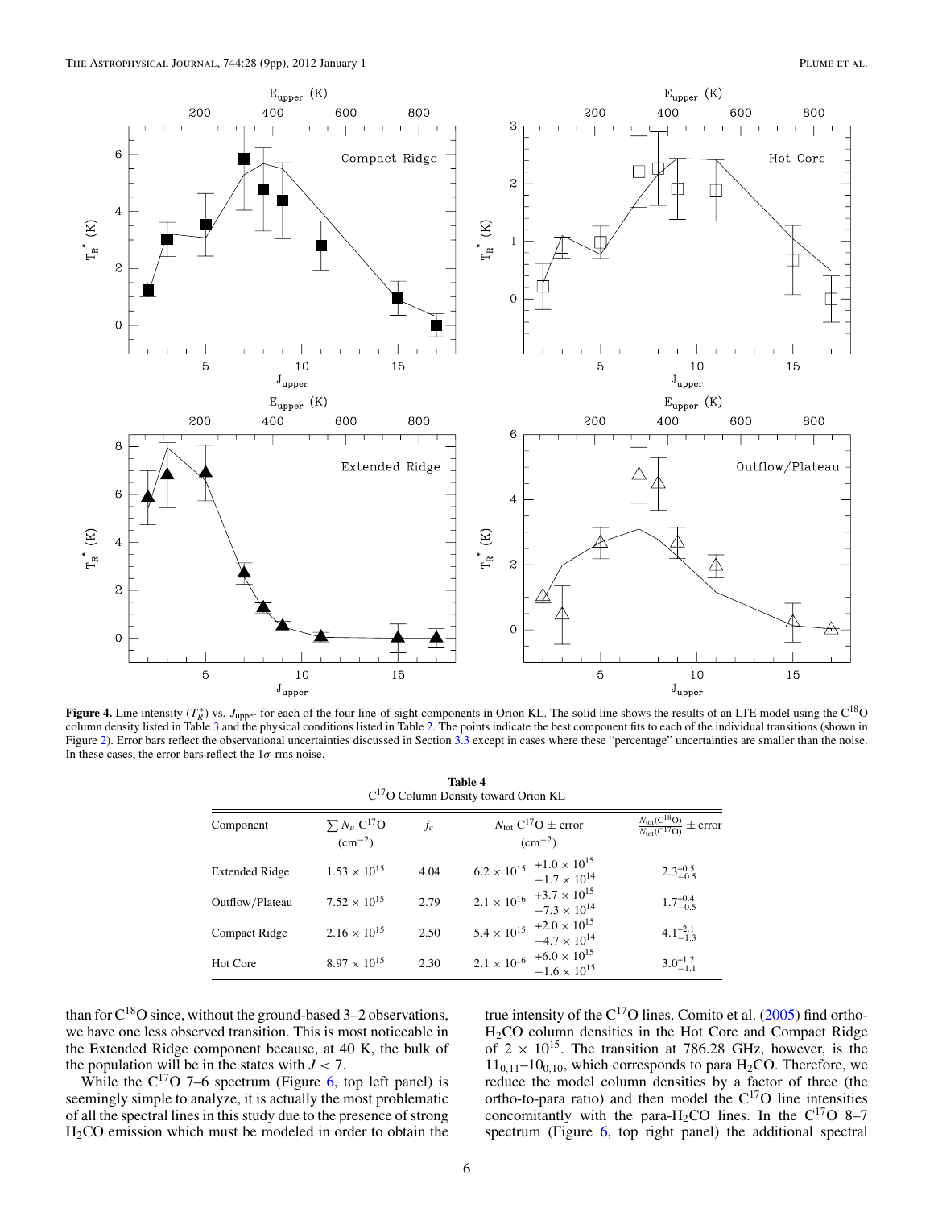**Figure 4.** Line intensity ($T_R^*$) vs. $J_{\rm upper}$ for each of the four line-of-sight components in Orion KL. The solid line shows the results of an LTE model using the $C^{18}O$ column density listed in Table 3 and the physical conditions listed in Table 2. The points indicate the best component fits to each of the individual transitions (shown in Figure 2). Error bars reflect the observational uncertainties discussed in Section 3.3 except in cases where these "percentage" uncertainties are smaller than the noise. In these cases, the error bars reflect the 1$\sigma$ rms noise.

**Table 4**
$C^{17}O$ Column Density toward Orion KL

| Component | $\sum N_u$ $C^{17}O$ (cm$^{-2}$) | $f_c$ | $N_{\rm tot}$ $C^{17}O$ $\pm$ error (cm$^{-2}$) | $\frac{N_{\rm tot}(C^{18}O)}{N_{\rm tot}(C^{17}O)}$ $\pm$ error |
|---|---|---|---|---|
| Extended Ridge | $1.53 \times 10^{15}$ | 4.04 | $6.2 \times 10^{15}$ $^{+1.0 \times 10^{15}}_{-1.7 \times 10^{14}}$ | $2.3^{+0.5}_{-0.5}$ |
| Outflow/Plateau | $7.52 \times 10^{15}$ | 2.79 | $2.1 \times 10^{16}$ $^{+3.7 \times 10^{15}}_{-7.3 \times 10^{14}}$ | $1.7^{+0.4}_{-0.5}$ |
| Compact Ridge | $2.16 \times 10^{15}$ | 2.50 | $5.4 \times 10^{15}$ $^{+2.0 \times 10^{15}}_{-4.7 \times 10^{14}}$ | $4.1^{+2.1}_{-1.3}$ |
| Hot Core | $8.97 \times 10^{15}$ | 2.30 | $2.1 \times 10^{16}$ $^{+6.0 \times 10^{15}}_{-1.6 \times 10^{15}}$ | $3.0^{+1.2}_{-1.1}$ |

than for $C^{18}O$ since, without the ground-based 3–2 observations, we have one less observed transition. This is most noticeable in the Extended Ridge component because, at 40 K, the bulk of the population will be in the states with $J < 7$.

While the $C^{17}O$ 7–6 spectrum (Figure 6, top left panel) is seemingly simple to analyze, it is actually the most problematic of all the spectral lines in this study due to the presence of strong $H_2CO$ emission which must be modeled in order to obtain the true intensity of the $C^{17}O$ lines. Comito et al. (2005) find ortho-$H_2CO$ column densities in the Hot Core and Compact Ridge of $2 \times 10^{15}$. The transition at 786.28 GHz, however, is the $11_{0,11}$–$10_{0,10}$, which corresponds to para $H_2CO$. Therefore, we reduce the model column densities by a factor of three (the ortho-to-para ratio) and then model the $C^{17}O$ line intensities concomitantly with the para-$H_2CO$ lines. In the $C^{17}O$ 8–7 spectrum (Figure 6, top right panel) the additional spectral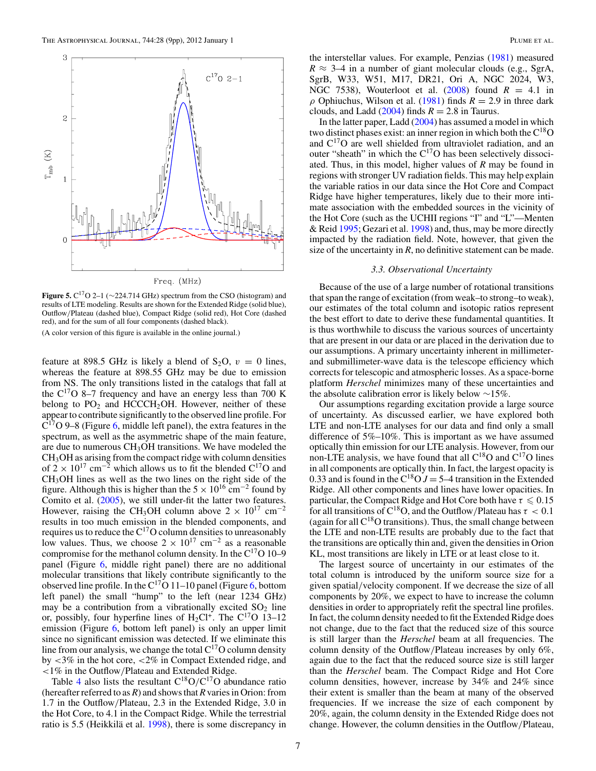**Figure 5.** $C^{17}O$ 2–1 (~224.714 GHz) spectrum from the CSO (histogram) and results of LTE modeling. Results are shown for the Extended Ridge (solid blue), Outflow/Plateau (dashed blue), Compact Ridge (solid red), Hot Core (dashed red), and for the sum of all four components (dashed black).

(A color version of this figure is available in the online journal.)

feature at 898.5 GHz is likely a blend of $S_2O$, $v = 0$ lines, whereas the feature at 898.55 GHz may be due to emission from NS. The only transitions listed in the catalogs that fall at the $C^{17}O$ 8–7 frequency and have an energy less than 700 K belong to $PO_2$ and $HCCCH_2OH$. However, neither of these appear to contribute significantly to the observed line profile. For $C^{17}O$ 9–8 (Figure 6, middle left panel), the extra features in the spectrum, as well as the asymmetric shape of the main feature, are due to numerous $CH_3OH$ transitions. We have modeled the $CH_3OH$ as arising from the compact ridge with column densities of $2 \times 10^{17}$ cm$^{-2}$ which allows us to fit the blended $C^{17}O$ and $CH_3OH$ lines as well as the two lines on the right side of the figure. Although this is higher than the $5 \times 10^{16}$ cm$^{-2}$ found by Comito et al. (2005), we still under-fit the latter two features. However, raising the $CH_3OH$ column above $2 \times 10^{17}$ cm$^{-2}$ results in too much emission in the blended components, and requires us to reduce the $C^{17}O$ column densities to unreasonably low values. Thus, we choose $2 \times 10^{17}$ cm$^{-2}$ as a reasonable compromise for the methanol column density. In the $C^{17}O$ 10–9 panel (Figure 6, middle right panel) there are no additional molecular transitions that likely contribute significantly to the observed line profile. In the $C^{17}O$ 11–10 panel (Figure 6, bottom left panel) the small "hump" to the left (near 1234 GHz) may be a contribution from a vibrationally excited $SO_2$ line or, possibly, four hyperfine lines of $H_2Cl^+$. The $C^{17}O$ 13–12 emission (Figure 6, bottom left panel) is only an upper limit since no significant emission was detected. If we eliminate this line from our analysis, we change the total $C^{17}O$ column density by <3% in the hot core, <2% in Compact Extended ridge, and <1% in the Outflow/Plateau and Extended Ridge.

Table 4 also lists the resultant $C^{18}O/C^{17}O$ abundance ratio (hereafter referred to as $R$) and shows that $R$ varies in Orion: from 1.7 in the Outflow/Plateau, 2.3 in the Extended Ridge, 3.0 in the Hot Core, to 4.1 in the Compact Ridge. While the terrestrial ratio is 5.5 (Heikkilä et al. 1998), there is some discrepancy in the interstellar values. For example, Penzias (1981) measured $R \approx 3$–4 in a number of giant molecular clouds (e.g., SgrA, SgrB, W33, W51, M17, DR21, Ori A, NGC 2024, W3, NGC 7538), Wouterloot et al. (2008) found $R = 4.1$ in $\rho$ Ophiuchus, Wilson et al. (1981) finds $R = 2.9$ in three dark clouds, and Ladd (2004) finds $R = 2.8$ in Taurus.

In the latter paper, Ladd (2004) has assumed a model in which two distinct phases exist: an inner region in which both the $C^{18}O$ and $C^{17}O$ are well shielded from ultraviolet radiation, and an outer "sheath" in which the $C^{17}O$ has been selectively dissociated. Thus, in this model, higher values of $R$ may be found in regions with stronger UV radiation fields. This may help explain the variable ratios in our data since the Hot Core and Compact Ridge have higher temperatures, likely due to their more intimate association with the embedded sources in the vicinity of the Hot Core (such as the UCHII regions "I" and "L"—Menten & Reid 1995; Gezari et al. 1998) and, thus, may be more directly impacted by the radiation field. Note, however, that given the size of the uncertainty in $R$, no definitive statement can be made.

### 3.3. Observational Uncertainty

Because of the use of a large number of rotational transitions that span the range of excitation (from weak–to strong–to weak), our estimates of the total column and isotopic ratios represent the best effort to date to derive these fundamental quantities. It is thus worthwhile to discuss the various sources of uncertainty that are present in our data or are placed in the derivation due to our assumptions. A primary uncertainty inherent in millimeter- and submillimeter-wave data is the telescope efficiency which corrects for telescopic and atmospheric losses. As a space-borne platform *Herschel* minimizes many of these uncertainties and the absolute calibration error is likely below ~15%.

Our assumptions regarding excitation provide a large source of uncertainty. As discussed earlier, we have explored both LTE and non-LTE analyses for our data and find only a small difference of 5%–10%. This is important as we have assumed optically thin emission for our LTE analysis. However, from our non-LTE analysis, we have found that all $C^{18}O$ and $C^{17}O$ lines in all components are optically thin. In fact, the largest opacity is 0.33 and is found in the $C^{18}O$ $J = 5$–4 transition in the Extended Ridge. All other components and lines have lower opacities. In particular, the Compact Ridge and Hot Core both have $\tau \leqslant 0.15$ for all transitions of $C^{18}O$, and the Outflow/Plateau has $\tau < 0.1$ (again for all $C^{18}O$ transitions). Thus, the small change between the LTE and non-LTE results are probably due to the fact that the transitions are optically thin and, given the densities in Orion KL, most transitions are likely in LTE or at least close to it.

The largest source of uncertainty in our estimates of the total column is introduced by the uniform source size for a given spatial/velocity component. If we decrease the size of all components by 20%, we expect to have to increase the column densities in order to appropriately refit the spectral line profiles. In fact, the column density needed to fit the Extended Ridge does not change, due to the fact that the reduced size of this source is still larger than the *Herschel* beam at all frequencies. The column density of the Outflow/Plateau increases by only 6%, again due to the fact that the reduced source size is still larger than the *Herschel* beam. The Compact Ridge and Hot Core column densities, however, increase by 34% and 24% since their extent is smaller than the beam at many of the observed frequencies. If we increase the size of each component by 20%, again, the column density in the Extended Ridge does not change. However, the column densities in the Outflow/Plateau,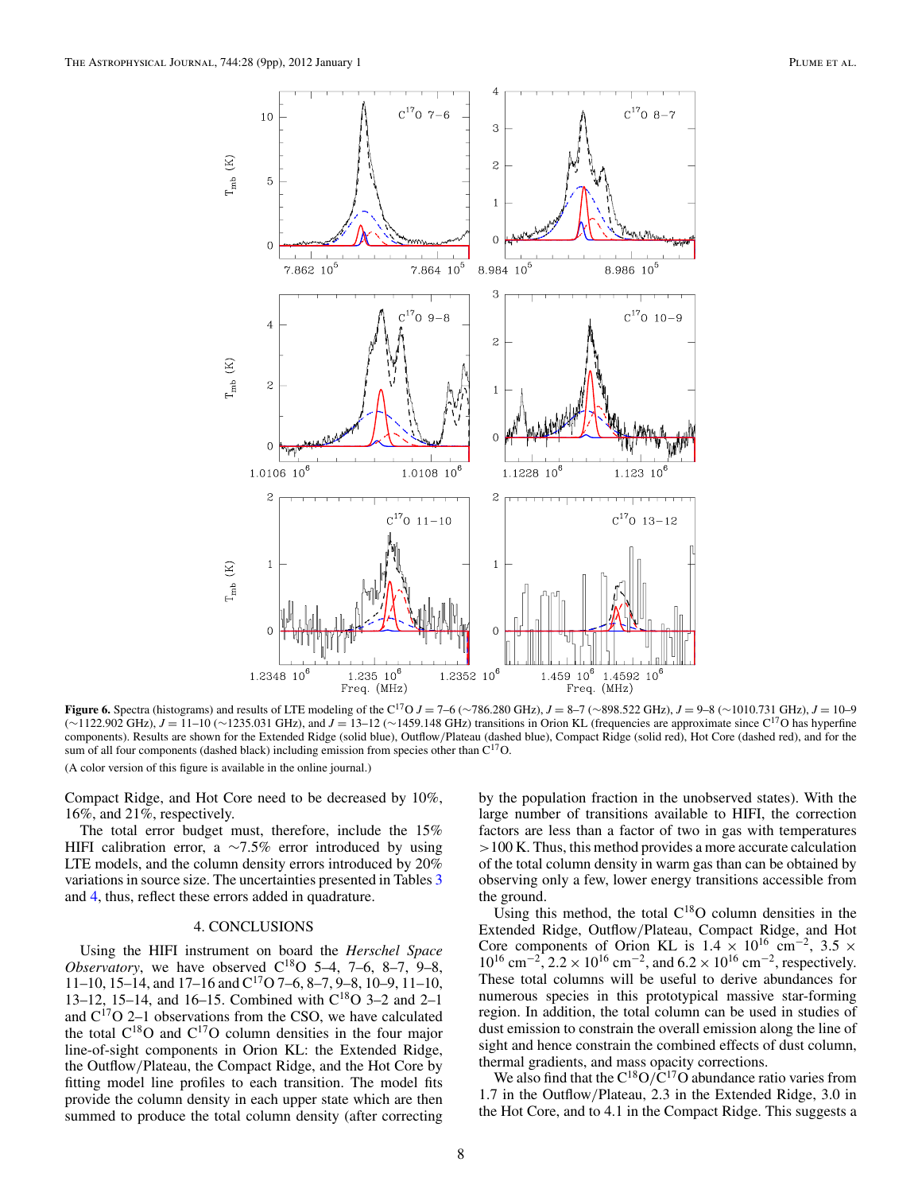Figure 6. Spectra (histograms) and results of LTE modeling of the $C^{17}O$ $J = 7–6$ (∼786.280 GHz), $J = 8–7$ (∼898.522 GHz), $J = 9–8$ (∼1010.731 GHz), $J = 10–9$ (∼1122.902 GHz), $J = 11–10$ (∼1235.031 GHz), and $J = 13–12$ (∼1459.148 GHz) transitions in Orion KL (frequencies are approximate since $C^{17}O$ has hyperfine components). Results are shown for the Extended Ridge (solid blue), Outflow/Plateau (dashed blue), Compact Ridge (solid red), Hot Core (dashed red), and for the sum of all four components (dashed black) including emission from species other than $C^{17}O$.

(A color version of this figure is available in the online journal.)

Compact Ridge, and Hot Core need to be decreased by 10%, 16%, and 21%, respectively.

The total error budget must, therefore, include the 15% HIFI calibration error, a ∼7.5% error introduced by using LTE models, and the column density errors introduced by 20% variations in source size. The uncertainties presented in Tables 3 and 4, thus, reflect these errors added in quadrature.

## 4. CONCLUSIONS

Using the HIFI instrument on board the *Herschel Space Observatory*, we have observed $C^{18}O$ 5–4, 7–6, 8–7, 9–8, 11–10, 15–14, and 17–16 and $C^{17}O$ 7–6, 8–7, 9–8, 10–9, 11–10, 13–12, 15–14, and 16–15. Combined with $C^{18}O$ 3–2 and 2–1 and $C^{17}O$ 2–1 observations from the CSO, we have calculated the total $C^{18}O$ and $C^{17}O$ column densities in the four major line-of-sight components in Orion KL: the Extended Ridge, the Outflow/Plateau, the Compact Ridge, and the Hot Core by fitting model line profiles to each transition. The model fits provide the column density in each upper state which are then summed to produce the total column density (after correcting by the population fraction in the unobserved states). With the large number of transitions available to HIFI, the correction factors are less than a factor of two in gas with temperatures >100 K. Thus, this method provides a more accurate calculation of the total column density in warm gas than can be obtained by observing only a few, lower energy transitions accessible from the ground.

Using this method, the total $C^{18}O$ column densities in the Extended Ridge, Outflow/Plateau, Compact Ridge, and Hot Core components of Orion KL is $1.4 \times 10^{16}$ cm$^{-2}$, $3.5 \times 10^{16}$ cm$^{-2}$, $2.2 \times 10^{16}$ cm$^{-2}$, and $6.2 \times 10^{16}$ cm$^{-2}$, respectively. These total columns will be useful to derive abundances for numerous species in this prototypical massive star-forming region. In addition, the total column can be used in studies of dust emission to constrain the overall emission along the line of sight and hence constrain the combined effects of dust column, thermal gradients, and mass opacity corrections.

We also find that the $C^{18}O/C^{17}O$ abundance ratio varies from 1.7 in the Outflow/Plateau, 2.3 in the Extended Ridge, 3.0 in the Hot Core, and to 4.1 in the Compact Ridge. This suggests a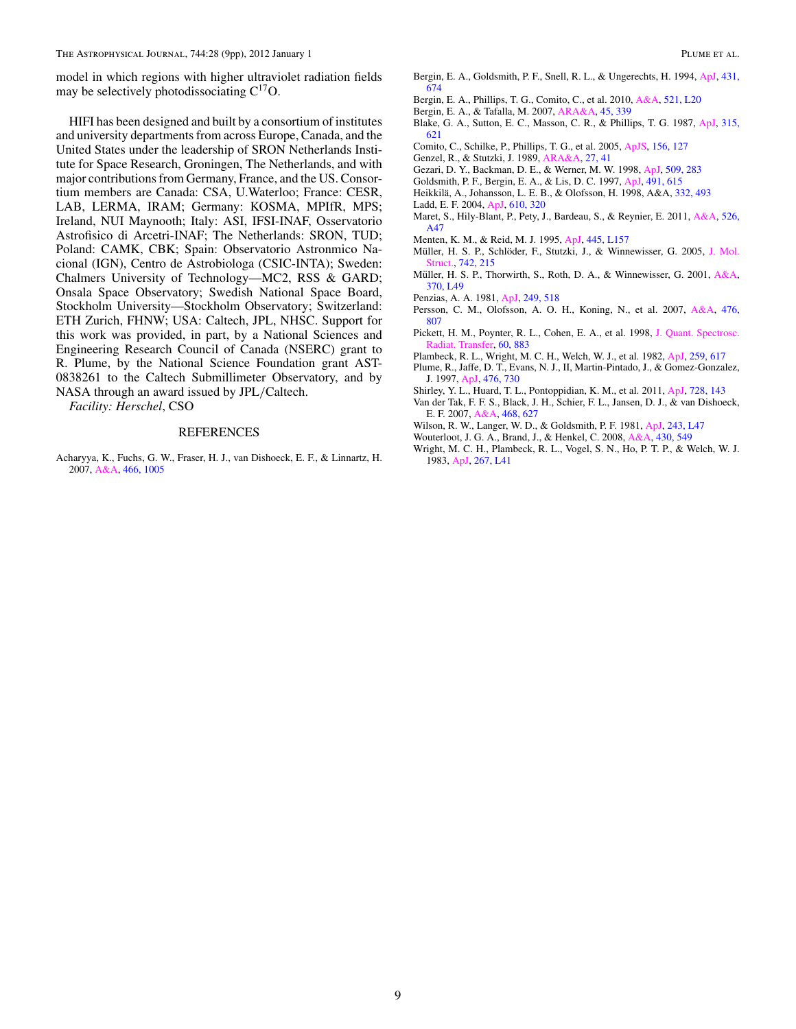model in which regions with higher ultraviolet radiation fields may be selectively photodissociating $C^{17}O$.

HIFI has been designed and built by a consortium of institutes and university departments from across Europe, Canada, and the United States under the leadership of SRON Netherlands Institute for Space Research, Groningen, The Netherlands, and with major contributions from Germany, France, and the US. Consortium members are Canada: CSA, U.Waterloo; France: CESR, LAB, LERMA, IRAM; Germany: KOSMA, MPIfR, MPS; Ireland, NUI Maynooth; Italy: ASI, IFSI-INAF, Osservatorio Astrofisico di Arcetri-INAF; The Netherlands: SRON, TUD; Poland: CAMK, CBK; Spain: Observatorio Astronmico Nacional (IGN), Centro de Astrobiologa (CSIC-INTA); Sweden: Chalmers University of Technology—MC2, RSS & GARD; Onsala Space Observatory; Swedish National Space Board, Stockholm University—Stockholm Observatory; Switzerland: ETH Zurich, FHNW; USA: Caltech, JPL, NHSC. Support for this work was provided, in part, by a National Sciences and Engineering Research Council of Canada (NSERC) grant to R. Plume, by the National Science Foundation grant AST-0838261 to the Caltech Submillimeter Observatory, and by NASA through an award issued by JPL/Caltech.

*Facility: Herschel*, CSO

## REFERENCES

Acharyya, K., Fuchs, G. W., Fraser, H. J., van Dishoeck, E. F., & Linnartz, H. 2007, A&A, 466, 1005

Bergin, E. A., Goldsmith, P. F., Snell, R. L., & Ungerechts, H. 1994, ApJ, 431, 674

Bergin, E. A., Phillips, T. G., Comito, C., et al. 2010, A&A, 521, L20

Bergin, E. A., & Tafalla, M. 2007, ARA&A, 45, 339

Blake, G. A., Sutton, E. C., Masson, C. R., & Phillips, T. G. 1987, ApJ, 315, 621

Comito, C., Schilke, P., Phillips, T. G., et al. 2005, ApJS, 156, 127

Genzel, R., & Stutzki, J. 1989, ARA&A, 27, 41

Gezari, D. Y., Backman, D. E., & Werner, M. W. 1998, ApJ, 509, 283

Goldsmith, P. F., Bergin, E. A., & Lis, D. C. 1997, ApJ, 491, 615

Heikkilä, A., Johansson, L. E. B., & Olofsson, H. 1998, A&A, 332, 493

Ladd, E. F. 2004, ApJ, 610, 320

Maret, S., Hily-Blant, P., Pety, J., Bardeau, S., & Reynier, E. 2011, A&A, 526, A47

Menten, K. M., & Reid, M. J. 1995, ApJ, 445, L157

Müller, H. S. P., Schlöder, F., Stutzki, J., & Winnewisser, G. 2005, J. Mol. Struct., 742, 215

Müller, H. S. P., Thorwirth, S., Roth, D. A., & Winnewisser, G. 2001, A&A, 370, L49

Penzias, A. A. 1981, ApJ, 249, 518

Persson, C. M., Olofsson, A. O. H., Koning, N., et al. 2007, A&A, 476, 807

Pickett, H. M., Poynter, R. L., Cohen, E. A., et al. 1998, J. Quant. Spectrosc. Radiat. Transfer, 60, 883

Plambeck, R. L., Wright, M. C. H., Welch, W. J., et al. 1982, ApJ, 259, 617

Plume, R., Jaffe, D. T., Evans, N. J., II, Martin-Pintado, J., & Gomez-Gonzalez, J. 1997, ApJ, 476, 730

Shirley, Y. L., Huard, T. L., Pontoppidian, K. M., et al. 2011, ApJ, 728, 143

Van der Tak, F. F. S., Black, J. H., Schier, F. L., Jansen, D. J., & van Dishoeck, E. F. 2007, A&A, 468, 627

Wilson, R. W., Langer, W. D., & Goldsmith, P. F. 1981, ApJ, 243, L47

Wouterloot, J. G. A., Brand, J., & Henkel, C. 2008, A&A, 430, 549

Wright, M. C. H., Plambeck, R. L., Vogel, S. N., Ho, P. T. P., & Welch, W. J. 1983, ApJ, 267, L41